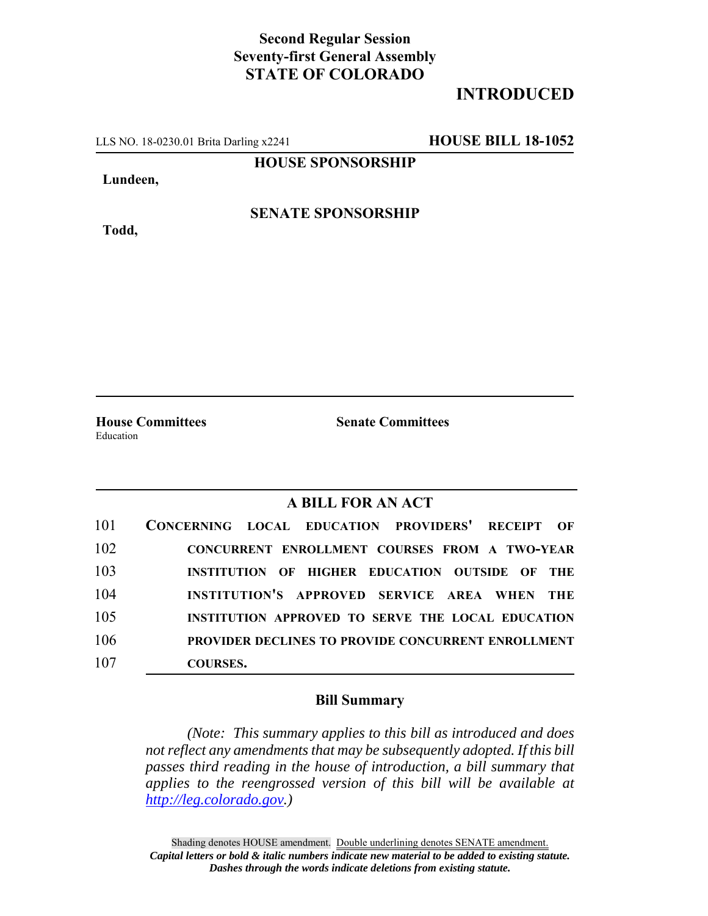**Second Regular Session**
**Seventy-first General Assembly**
**STATE OF COLORADO**

# INTRODUCED

LLS NO. 18-0230.01 Brita Darling x2241 **HOUSE BILL 18-1052**

**HOUSE SPONSORSHIP**

**Lundeen,**

**SENATE SPONSORSHIP**

**Todd,**

**House Committees**
Education

**Senate Committees**

## A BILL FOR AN ACT

101 **CONCERNING LOCAL EDUCATION PROVIDERS' RECEIPT OF**
102 **CONCURRENT ENROLLMENT COURSES FROM A TWO-YEAR**
103 **INSTITUTION OF HIGHER EDUCATION OUTSIDE OF THE**
104 **INSTITUTION'S APPROVED SERVICE AREA WHEN THE**
105 **INSTITUTION APPROVED TO SERVE THE LOCAL EDUCATION**
106 **PROVIDER DECLINES TO PROVIDE CONCURRENT ENROLLMENT**
107 **COURSES.**

### Bill Summary

*(Note: This summary applies to this bill as introduced and does not reflect any amendments that may be subsequently adopted. If this bill passes third reading in the house of introduction, a bill summary that applies to the reengrossed version of this bill will be available at http://leg.colorado.gov.)*

Shading denotes HOUSE amendment. Double underlining denotes SENATE amendment.
***Capital letters or bold & italic numbers indicate new material to be added to existing statute.***
***Dashes through the words indicate deletions from existing statute.***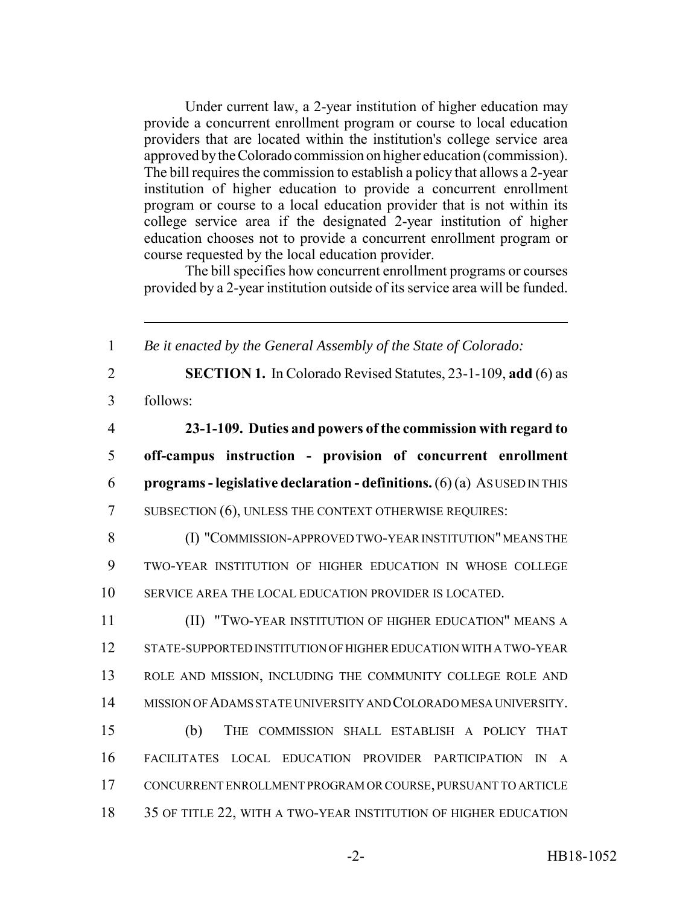Under current law, a 2-year institution of higher education may provide a concurrent enrollment program or course to local education providers that are located within the institution's college service area approved by the Colorado commission on higher education (commission). The bill requires the commission to establish a policy that allows a 2-year institution of higher education to provide a concurrent enrollment program or course to a local education provider that is not within its college service area if the designated 2-year institution of higher education chooses not to provide a concurrent enrollment program or course requested by the local education provider.

The bill specifies how concurrent enrollment programs or courses provided by a 2-year institution outside of its service area will be funded.

---

1 *Be it enacted by the General Assembly of the State of Colorado:*

2 **SECTION 1.** In Colorado Revised Statutes, 23-1-109, **add** (6) as
3 follows:

4 **23-1-109. Duties and powers of the commission with regard to**
5 **off-campus instruction - provision of concurrent enrollment**
6 **programs - legislative declaration - definitions.** (6) (a) AS USED IN THIS
7 SUBSECTION (6), UNLESS THE CONTEXT OTHERWISE REQUIRES:

8 (I) "COMMISSION-APPROVED TWO-YEAR INSTITUTION" MEANS THE
9 TWO-YEAR INSTITUTION OF HIGHER EDUCATION IN WHOSE COLLEGE
10 SERVICE AREA THE LOCAL EDUCATION PROVIDER IS LOCATED.

11 (II) "TWO-YEAR INSTITUTION OF HIGHER EDUCATION" MEANS A
12 STATE-SUPPORTED INSTITUTION OF HIGHER EDUCATION WITH A TWO-YEAR
13 ROLE AND MISSION, INCLUDING THE COMMUNITY COLLEGE ROLE AND
14 MISSION OF ADAMS STATE UNIVERSITY AND COLORADO MESA UNIVERSITY.

15 (b) THE COMMISSION SHALL ESTABLISH A POLICY THAT
16 FACILITATES LOCAL EDUCATION PROVIDER PARTICIPATION IN A
17 CONCURRENT ENROLLMENT PROGRAM OR COURSE, PURSUANT TO ARTICLE
18 35 OF TITLE 22, WITH A TWO-YEAR INSTITUTION OF HIGHER EDUCATION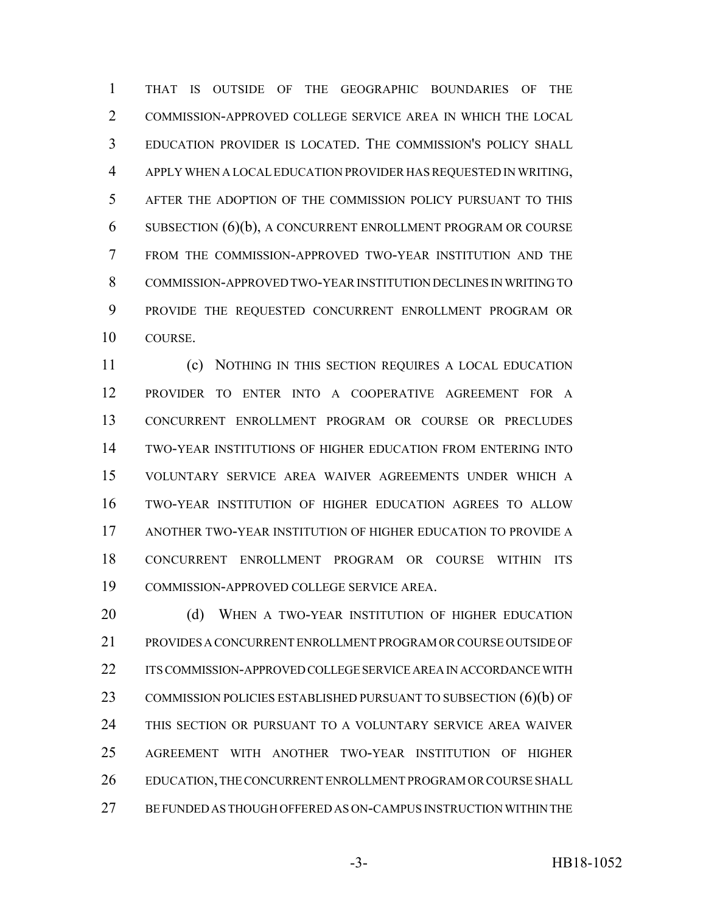THAT IS OUTSIDE OF THE GEOGRAPHIC BOUNDARIES OF THE COMMISSION-APPROVED COLLEGE SERVICE AREA IN WHICH THE LOCAL EDUCATION PROVIDER IS LOCATED. THE COMMISSION'S POLICY SHALL APPLY WHEN A LOCAL EDUCATION PROVIDER HAS REQUESTED IN WRITING, AFTER THE ADOPTION OF THE COMMISSION POLICY PURSUANT TO THIS SUBSECTION (6)(b), A CONCURRENT ENROLLMENT PROGRAM OR COURSE FROM THE COMMISSION-APPROVED TWO-YEAR INSTITUTION AND THE COMMISSION-APPROVED TWO-YEAR INSTITUTION DECLINES IN WRITING TO PROVIDE THE REQUESTED CONCURRENT ENROLLMENT PROGRAM OR COURSE.

(c) NOTHING IN THIS SECTION REQUIRES A LOCAL EDUCATION PROVIDER TO ENTER INTO A COOPERATIVE AGREEMENT FOR A CONCURRENT ENROLLMENT PROGRAM OR COURSE OR PRECLUDES TWO-YEAR INSTITUTIONS OF HIGHER EDUCATION FROM ENTERING INTO VOLUNTARY SERVICE AREA WAIVER AGREEMENTS UNDER WHICH A TWO-YEAR INSTITUTION OF HIGHER EDUCATION AGREES TO ALLOW ANOTHER TWO-YEAR INSTITUTION OF HIGHER EDUCATION TO PROVIDE A CONCURRENT ENROLLMENT PROGRAM OR COURSE WITHIN ITS COMMISSION-APPROVED COLLEGE SERVICE AREA.

(d) WHEN A TWO-YEAR INSTITUTION OF HIGHER EDUCATION PROVIDES A CONCURRENT ENROLLMENT PROGRAM OR COURSE OUTSIDE OF ITS COMMISSION-APPROVED COLLEGE SERVICE AREA IN ACCORDANCE WITH COMMISSION POLICIES ESTABLISHED PURSUANT TO SUBSECTION (6)(b) OF THIS SECTION OR PURSUANT TO A VOLUNTARY SERVICE AREA WAIVER AGREEMENT WITH ANOTHER TWO-YEAR INSTITUTION OF HIGHER EDUCATION, THE CONCURRENT ENROLLMENT PROGRAM OR COURSE SHALL BE FUNDED AS THOUGH OFFERED AS ON-CAMPUS INSTRUCTION WITHIN THE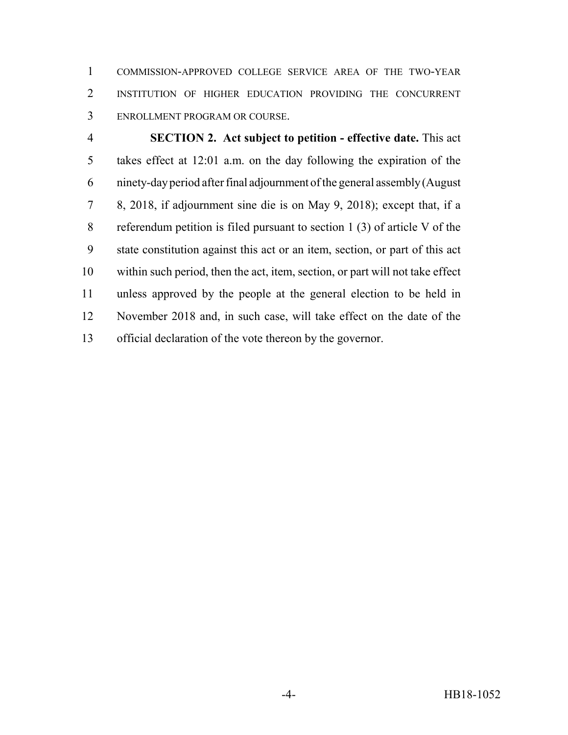COMMISSION-APPROVED COLLEGE SERVICE AREA OF THE TWO-YEAR INSTITUTION OF HIGHER EDUCATION PROVIDING THE CONCURRENT ENROLLMENT PROGRAM OR COURSE.

**SECTION 2. Act subject to petition - effective date.** This act takes effect at 12:01 a.m. on the day following the expiration of the ninety-day period after final adjournment of the general assembly (August 8, 2018, if adjournment sine die is on May 9, 2018); except that, if a referendum petition is filed pursuant to section 1 (3) of article V of the state constitution against this act or an item, section, or part of this act within such period, then the act, item, section, or part will not take effect unless approved by the people at the general election to be held in November 2018 and, in such case, will take effect on the date of the official declaration of the vote thereon by the governor.